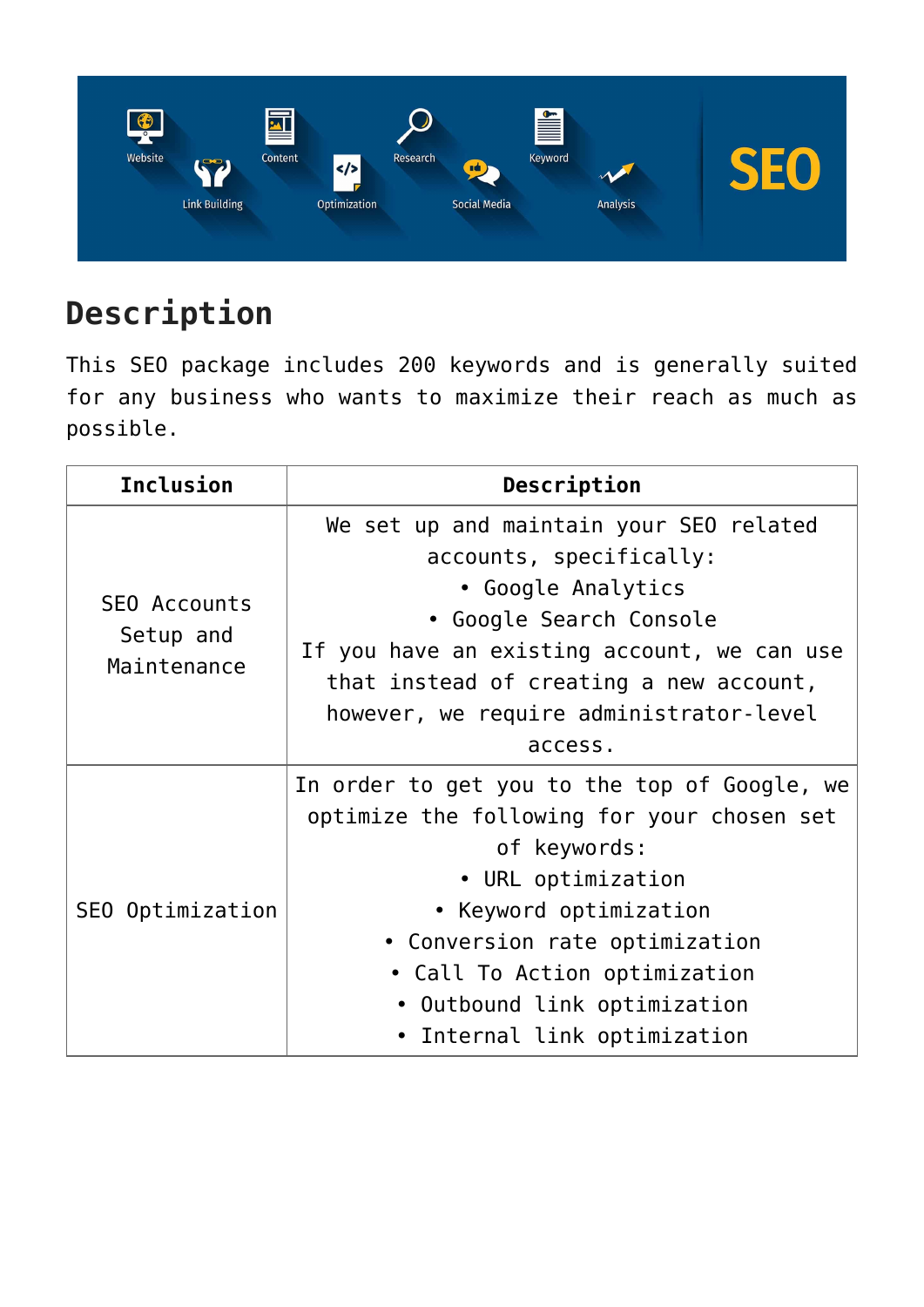## Description

This SEO package includes 200 keywords and is generally suited for any business who wants to maximize their reach as much as possible.

| Inclusion | Description |
|---|---|
| SEO Accounts Setup and Maintenance | We set up and maintain your SEO related accounts, specifically:<br>• Google Analytics<br>• Google Search Console<br>If you have an existing account, we can use that instead of creating a new account, however, we require administrator-level access. |
| SEO Optimization | In order to get you to the top of Google, we optimize the following for your chosen set of keywords:<br>• URL optimization<br>• Keyword optimization<br>• Conversion rate optimization<br>• Call To Action optimization<br>• Outbound link optimization<br>• Internal link optimization |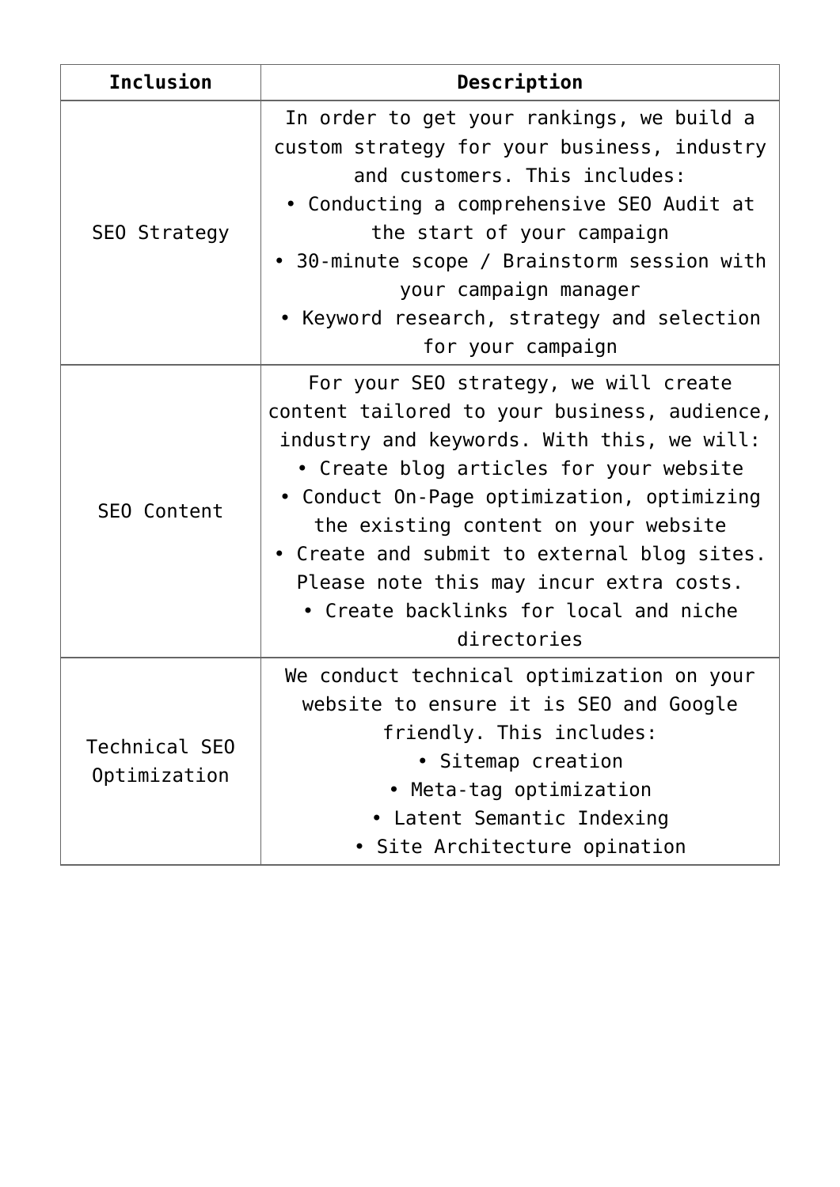| Inclusion | Description |
| --- | --- |
| SEO Strategy | In order to get your rankings, we build a custom strategy for your business, industry and customers. This includes:<br>• Conducting a comprehensive SEO Audit at the start of your campaign<br>• 30-minute scope / Brainstorm session with your campaign manager<br>• Keyword research, strategy and selection for your campaign |
| SEO Content | For your SEO strategy, we will create content tailored to your business, audience, industry and keywords. With this, we will:<br>• Create blog articles for your website<br>• Conduct On-Page optimization, optimizing the existing content on your website<br>• Create and submit to external blog sites. Please note this may incur extra costs.<br>• Create backlinks for local and niche directories |
| Technical SEO Optimization | We conduct technical optimization on your website to ensure it is SEO and Google friendly. This includes:<br>• Sitemap creation<br>• Meta-tag optimization<br>• Latent Semantic Indexing<br>• Site Architecture opination |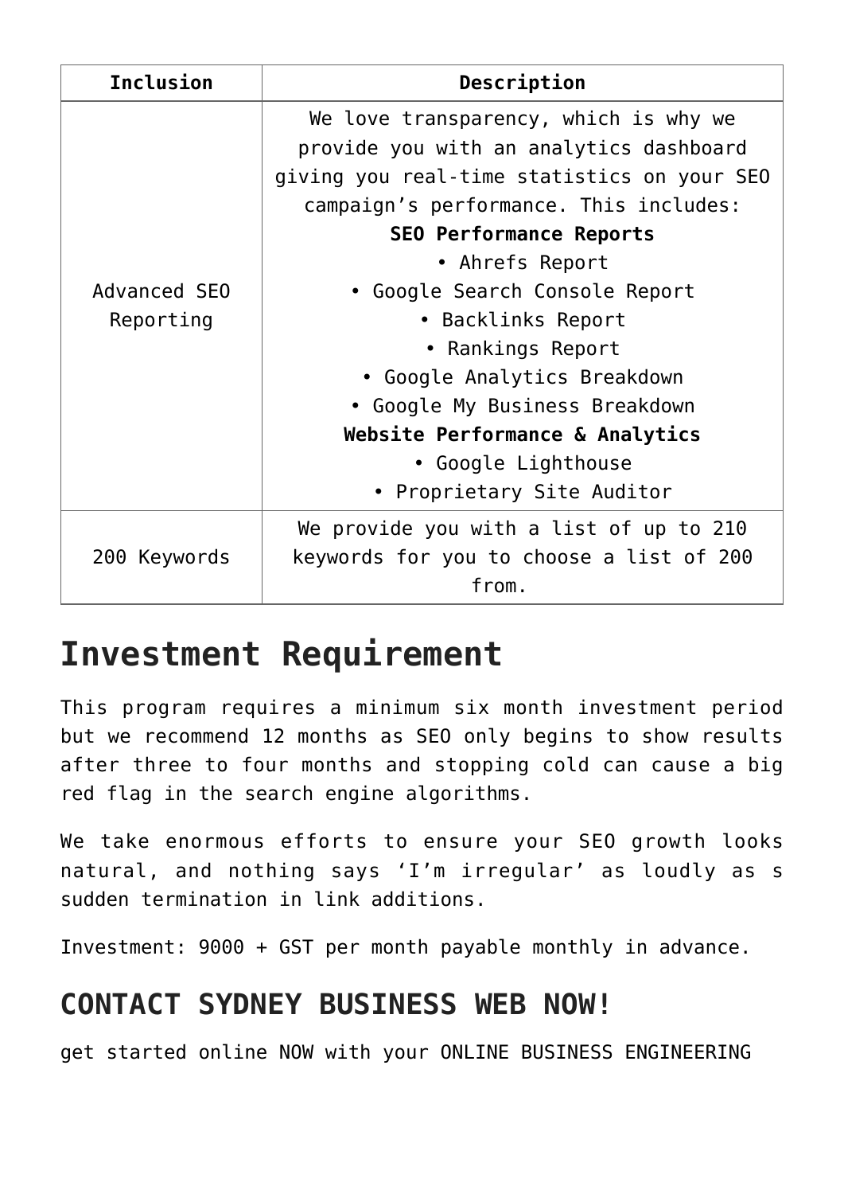| Inclusion | Description |
| --- | --- |
| Advanced SEO Reporting | We love transparency, which is why we provide you with an analytics dashboard giving you real-time statistics on your SEO campaign's performance. This includes: **SEO Performance Reports** • Ahrefs Report • Google Search Console Report • Backlinks Report • Rankings Report • Google Analytics Breakdown • Google My Business Breakdown **Website Performance & Analytics** • Google Lighthouse • Proprietary Site Auditor |
| 200 Keywords | We provide you with a list of up to 210 keywords for you to choose a list of 200 from. |

# Investment Requirement

This program requires a minimum six month investment period but we recommend 12 months as SEO only begins to show results after three to four months and stopping cold can cause a big red flag in the search engine algorithms.

We take enormous efforts to ensure your SEO growth looks natural, and nothing says 'I'm irregular' as loudly as s sudden termination in link additions.

Investment: 9000 + GST per month payable monthly in advance.

## CONTACT SYDNEY BUSINESS WEB NOW!

get started online NOW with your ONLINE BUSINESS ENGINEERING